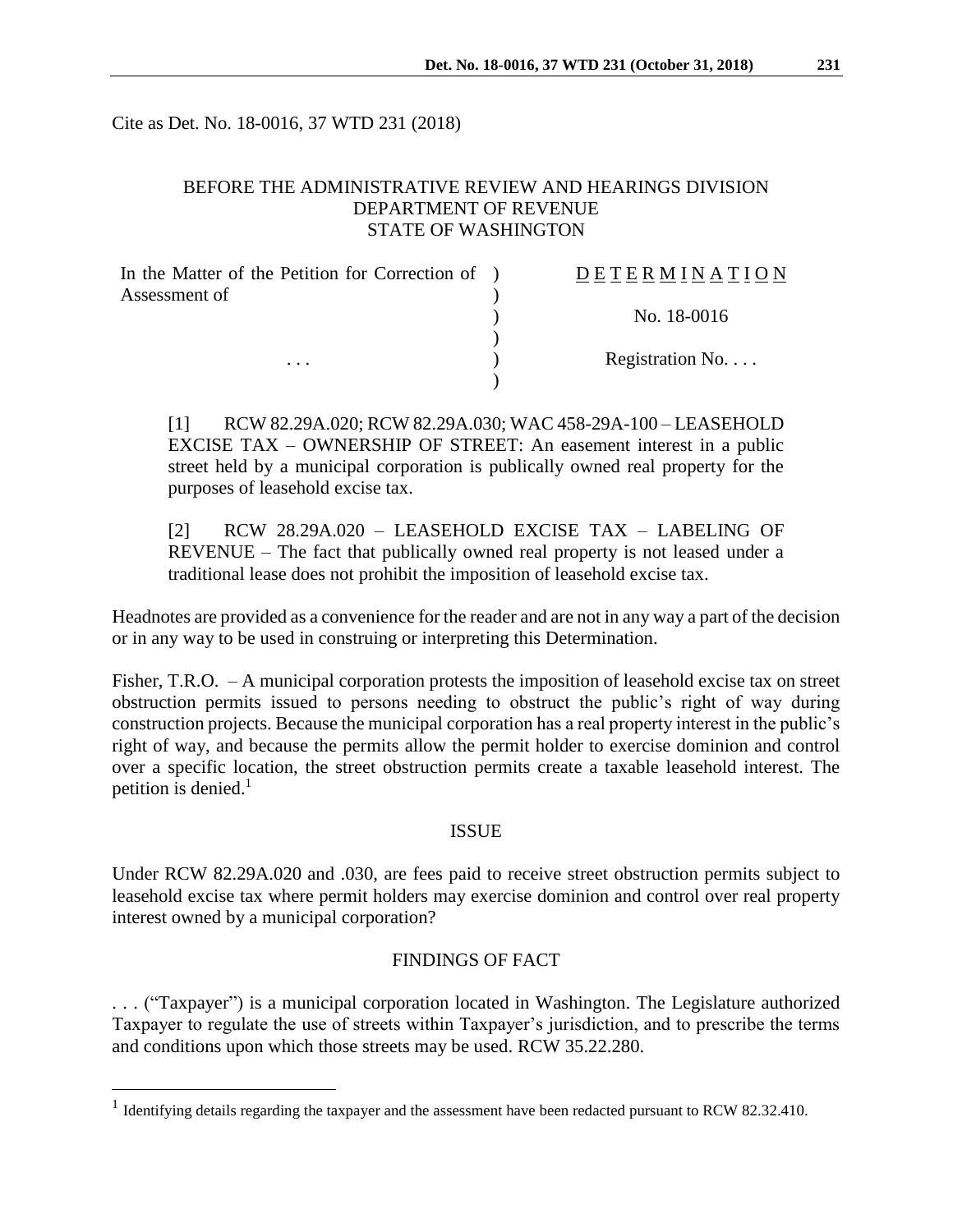Cite as Det. No. 18-0016, 37 WTD 231 (2018)

BEFORE THE ADMINISTRATIVE REVIEW AND HEARINGS DIVISION
DEPARTMENT OF REVENUE
STATE OF WASHINGTON

| | |
|---|---|
| In the Matter of the Petition for Correction of Assessment of | DETERMINATION |
| | No. 18-0016 |
| . . . | Registration No. . . . |

[1] RCW 82.29A.020; RCW 82.29A.030; WAC 458-29A-100 – LEASEHOLD EXCISE TAX – OWNERSHIP OF STREET: An easement interest in a public street held by a municipal corporation is publically owned real property for the purposes of leasehold excise tax.

[2] RCW 28.29A.020 – LEASEHOLD EXCISE TAX – LABELING OF REVENUE – The fact that publically owned real property is not leased under a traditional lease does not prohibit the imposition of leasehold excise tax.

Headnotes are provided as a convenience for the reader and are not in any way a part of the decision or in any way to be used in construing or interpreting this Determination.

Fisher, T.R.O. – A municipal corporation protests the imposition of leasehold excise tax on street obstruction permits issued to persons needing to obstruct the public's right of way during construction projects. Because the municipal corporation has a real property interest in the public's right of way, and because the permits allow the permit holder to exercise dominion and control over a specific location, the street obstruction permits create a taxable leasehold interest. The petition is denied.[1]

## ISSUE

Under RCW 82.29A.020 and .030, are fees paid to receive street obstruction permits subject to leasehold excise tax where permit holders may exercise dominion and control over real property interest owned by a municipal corporation?

## FINDINGS OF FACT

. . . ("Taxpayer") is a municipal corporation located in Washington. The Legislature authorized Taxpayer to regulate the use of streets within Taxpayer's jurisdiction, and to prescribe the terms and conditions upon which those streets may be used. RCW 35.22.280.

[1] Identifying details regarding the taxpayer and the assessment have been redacted pursuant to RCW 82.32.410.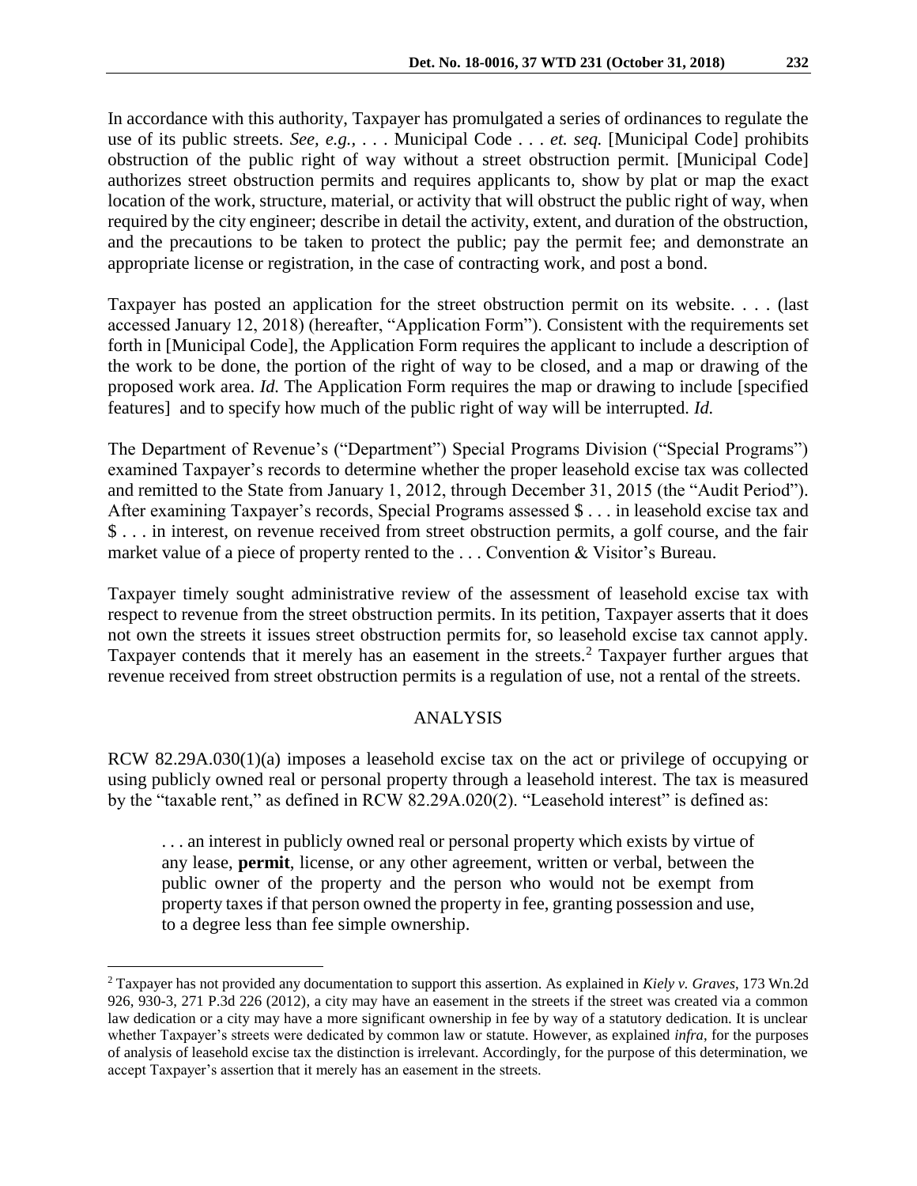In accordance with this authority, Taxpayer has promulgated a series of ordinances to regulate the use of its public streets. *See, e.g.,* . . . Municipal Code . . . *et. seq.* [Municipal Code] prohibits obstruction of the public right of way without a street obstruction permit. [Municipal Code] authorizes street obstruction permits and requires applicants to, show by plat or map the exact location of the work, structure, material, or activity that will obstruct the public right of way, when required by the city engineer; describe in detail the activity, extent, and duration of the obstruction, and the precautions to be taken to protect the public; pay the permit fee; and demonstrate an appropriate license or registration, in the case of contracting work, and post a bond.

Taxpayer has posted an application for the street obstruction permit on its website. . . . (last accessed January 12, 2018) (hereafter, "Application Form"). Consistent with the requirements set forth in [Municipal Code], the Application Form requires the applicant to include a description of the work to be done, the portion of the right of way to be closed, and a map or drawing of the proposed work area. *Id.* The Application Form requires the map or drawing to include [specified features] and to specify how much of the public right of way will be interrupted. *Id.*

The Department of Revenue's ("Department") Special Programs Division ("Special Programs") examined Taxpayer's records to determine whether the proper leasehold excise tax was collected and remitted to the State from January 1, 2012, through December 31, 2015 (the "Audit Period"). After examining Taxpayer's records, Special Programs assessed $ . . . in leasehold excise tax and $ . . . in interest, on revenue received from street obstruction permits, a golf course, and the fair market value of a piece of property rented to the . . . Convention & Visitor's Bureau.

Taxpayer timely sought administrative review of the assessment of leasehold excise tax with respect to revenue from the street obstruction permits. In its petition, Taxpayer asserts that it does not own the streets it issues street obstruction permits for, so leasehold excise tax cannot apply. Taxpayer contends that it merely has an easement in the streets.[2] Taxpayer further argues that revenue received from street obstruction permits is a regulation of use, not a rental of the streets.

## ANALYSIS

RCW 82.29A.030(1)(a) imposes a leasehold excise tax on the act or privilege of occupying or using publicly owned real or personal property through a leasehold interest. The tax is measured by the "taxable rent," as defined in RCW 82.29A.020(2). "Leasehold interest" is defined as:

> . . . an interest in publicly owned real or personal property which exists by virtue of any lease, **permit**, license, or any other agreement, written or verbal, between the public owner of the property and the person who would not be exempt from property taxes if that person owned the property in fee, granting possession and use, to a degree less than fee simple ownership.

---

[2] Taxpayer has not provided any documentation to support this assertion. As explained in *Kiely v. Graves*, 173 Wn.2d 926, 930-3, 271 P.3d 226 (2012), a city may have an easement in the streets if the street was created via a common law dedication or a city may have a more significant ownership in fee by way of a statutory dedication. It is unclear whether Taxpayer's streets were dedicated by common law or statute. However, as explained *infra*, for the purposes of analysis of leasehold excise tax the distinction is irrelevant. Accordingly, for the purpose of this determination, we accept Taxpayer's assertion that it merely has an easement in the streets.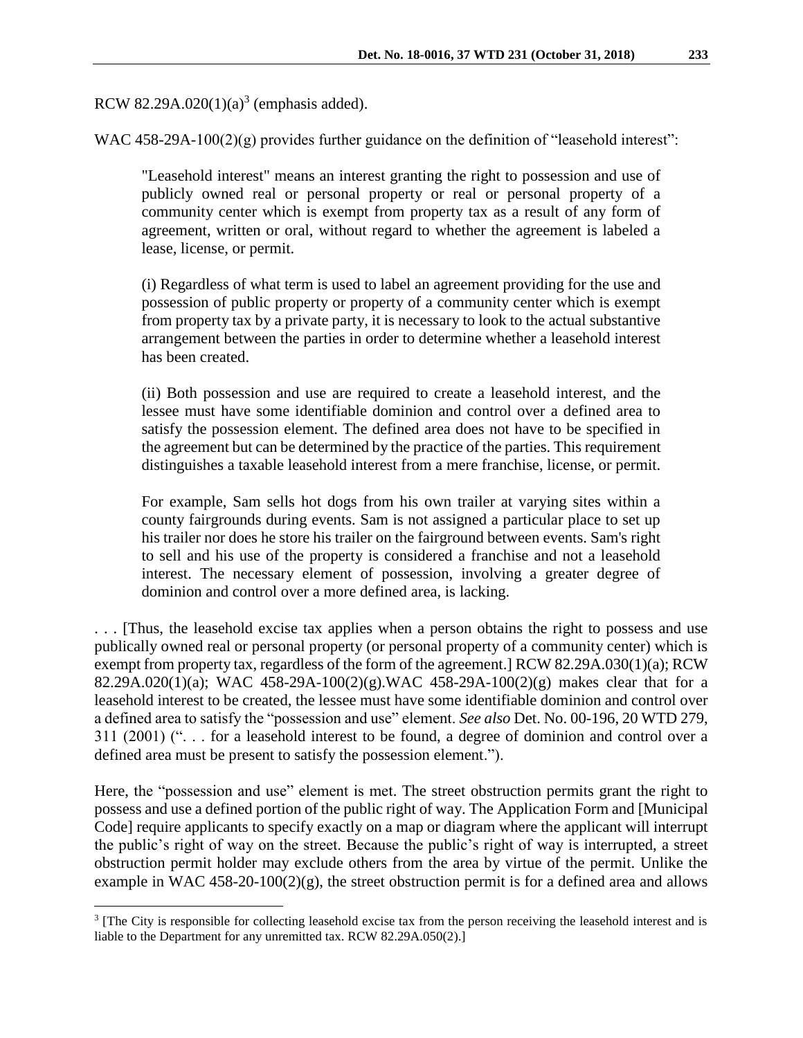RCW 82.29A.020(1)(a)[3] (emphasis added).

WAC 458-29A-100(2)(g) provides further guidance on the definition of "leasehold interest":

> "Leasehold interest" means an interest granting the right to possession and use of publicly owned real or personal property or real or personal property of a community center which is exempt from property tax as a result of any form of agreement, written or oral, without regard to whether the agreement is labeled a lease, license, or permit.
>
> (i) Regardless of what term is used to label an agreement providing for the use and possession of public property or property of a community center which is exempt from property tax by a private party, it is necessary to look to the actual substantive arrangement between the parties in order to determine whether a leasehold interest has been created.
>
> (ii) Both possession and use are required to create a leasehold interest, and the lessee must have some identifiable dominion and control over a defined area to satisfy the possession element. The defined area does not have to be specified in the agreement but can be determined by the practice of the parties. This requirement distinguishes a taxable leasehold interest from a mere franchise, license, or permit.
>
> For example, Sam sells hot dogs from his own trailer at varying sites within a county fairgrounds during events. Sam is not assigned a particular place to set up his trailer nor does he store his trailer on the fairground between events. Sam's right to sell and his use of the property is considered a franchise and not a leasehold interest. The necessary element of possession, involving a greater degree of dominion and control over a more defined area, is lacking.

. . . [Thus, the leasehold excise tax applies when a person obtains the right to possess and use publically owned real or personal property (or personal property of a community center) which is exempt from property tax, regardless of the form of the agreement.] RCW 82.29A.030(1)(a); RCW 82.29A.020(1)(a); WAC 458-29A-100(2)(g).WAC 458-29A-100(2)(g) makes clear that for a leasehold interest to be created, the lessee must have some identifiable dominion and control over a defined area to satisfy the "possession and use" element. *See also* Det. No. 00-196, 20 WTD 279, 311 (2001) (". . . for a leasehold interest to be found, a degree of dominion and control over a defined area must be present to satisfy the possession element.").

Here, the "possession and use" element is met. The street obstruction permits grant the right to possess and use a defined portion of the public right of way. The Application Form and [Municipal Code] require applicants to specify exactly on a map or diagram where the applicant will interrupt the public's right of way on the street. Because the public's right of way is interrupted, a street obstruction permit holder may exclude others from the area by virtue of the permit. Unlike the example in WAC 458-20-100(2)(g), the street obstruction permit is for a defined area and allows

[3] [The City is responsible for collecting leasehold excise tax from the person receiving the leasehold interest and is liable to the Department for any unremitted tax. RCW 82.29A.050(2).]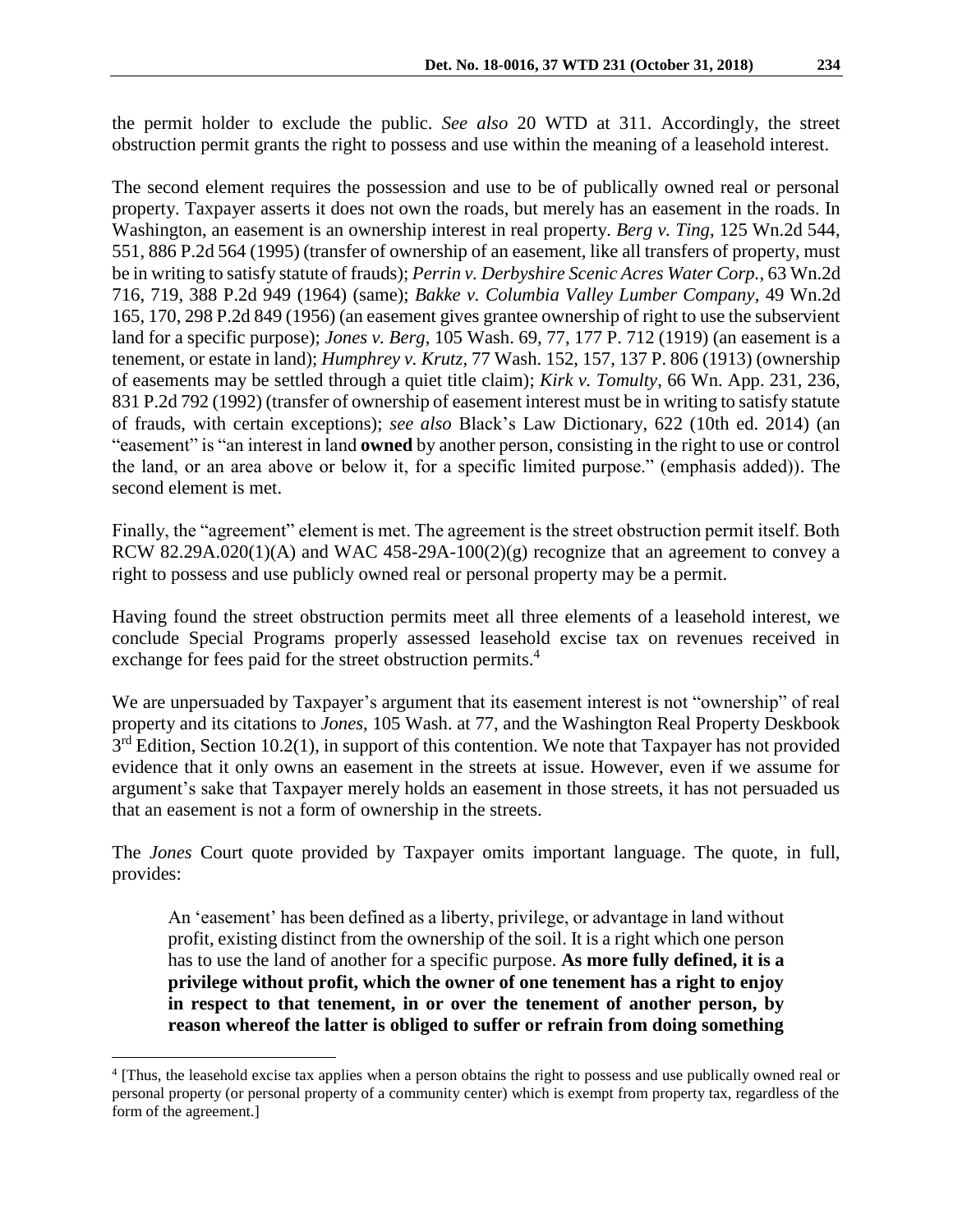the permit holder to exclude the public. *See also* 20 WTD at 311. Accordingly, the street obstruction permit grants the right to possess and use within the meaning of a leasehold interest.

The second element requires the possession and use to be of publically owned real or personal property. Taxpayer asserts it does not own the roads, but merely has an easement in the roads. In Washington, an easement is an ownership interest in real property. *Berg v. Ting*, 125 Wn.2d 544, 551, 886 P.2d 564 (1995) (transfer of ownership of an easement, like all transfers of property, must be in writing to satisfy statute of frauds); *Perrin v. Derbyshire Scenic Acres Water Corp.*, 63 Wn.2d 716, 719, 388 P.2d 949 (1964) (same); *Bakke v. Columbia Valley Lumber Company*, 49 Wn.2d 165, 170, 298 P.2d 849 (1956) (an easement gives grantee ownership of right to use the subservient land for a specific purpose); *Jones v. Berg*, 105 Wash. 69, 77, 177 P. 712 (1919) (an easement is a tenement, or estate in land); *Humphrey v. Krutz*, 77 Wash. 152, 157, 137 P. 806 (1913) (ownership of easements may be settled through a quiet title claim); *Kirk v. Tomulty*, 66 Wn. App. 231, 236, 831 P.2d 792 (1992) (transfer of ownership of easement interest must be in writing to satisfy statute of frauds, with certain exceptions); *see also* Black's Law Dictionary, 622 (10th ed. 2014) (an "easement" is "an interest in land **owned** by another person, consisting in the right to use or control the land, or an area above or below it, for a specific limited purpose." (emphasis added)). The second element is met.

Finally, the "agreement" element is met. The agreement is the street obstruction permit itself. Both RCW 82.29A.020(1)(A) and WAC 458-29A-100(2)(g) recognize that an agreement to convey a right to possess and use publicly owned real or personal property may be a permit.

Having found the street obstruction permits meet all three elements of a leasehold interest, we conclude Special Programs properly assessed leasehold excise tax on revenues received in exchange for fees paid for the street obstruction permits.[4]

We are unpersuaded by Taxpayer's argument that its easement interest is not "ownership" of real property and its citations to *Jones*, 105 Wash. at 77, and the Washington Real Property Deskbook 3rd Edition, Section 10.2(1), in support of this contention. We note that Taxpayer has not provided evidence that it only owns an easement in the streets at issue. However, even if we assume for argument's sake that Taxpayer merely holds an easement in those streets, it has not persuaded us that an easement is not a form of ownership in the streets.

The *Jones* Court quote provided by Taxpayer omits important language. The quote, in full, provides:

> An 'easement' has been defined as a liberty, privilege, or advantage in land without profit, existing distinct from the ownership of the soil. It is a right which one person has to use the land of another for a specific purpose. **As more fully defined, it is a privilege without profit, which the owner of one tenement has a right to enjoy in respect to that tenement, in or over the tenement of another person, by reason whereof the latter is obliged to suffer or refrain from doing something**

---

[4] [Thus, the leasehold excise tax applies when a person obtains the right to possess and use publically owned real or personal property (or personal property of a community center) which is exempt from property tax, regardless of the form of the agreement.]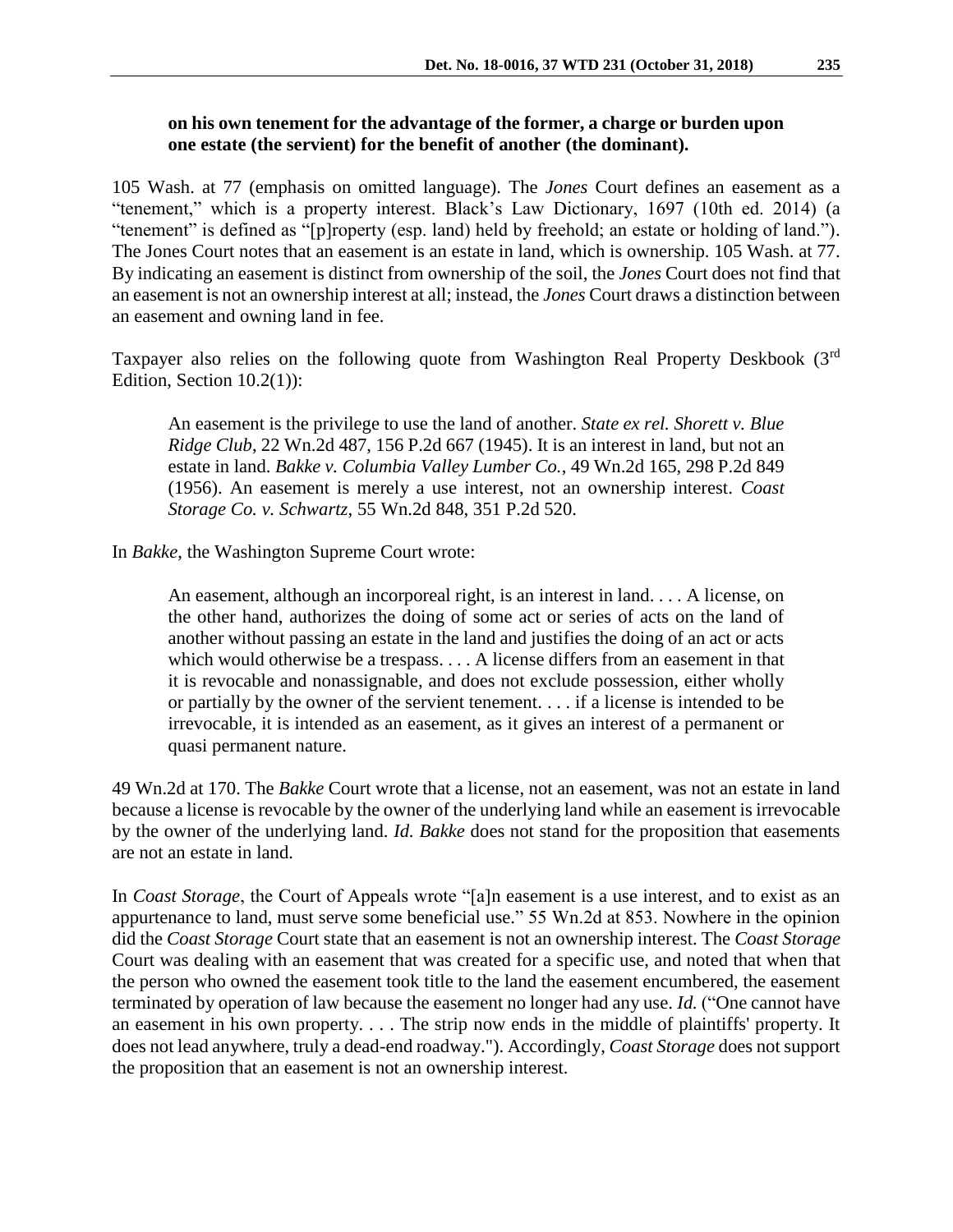**on his own tenement for the advantage of the former, a charge or burden upon one estate (the servient) for the benefit of another (the dominant).**

105 Wash. at 77 (emphasis on omitted language). The *Jones* Court defines an easement as a "tenement," which is a property interest. Black's Law Dictionary, 1697 (10th ed. 2014) (a "tenement" is defined as "[p]roperty (esp. land) held by freehold; an estate or holding of land."). The Jones Court notes that an easement is an estate in land, which is ownership. 105 Wash. at 77. By indicating an easement is distinct from ownership of the soil, the *Jones* Court does not find that an easement is not an ownership interest at all; instead, the *Jones* Court draws a distinction between an easement and owning land in fee.

Taxpayer also relies on the following quote from Washington Real Property Deskbook (3rd Edition, Section 10.2(1)):

> An easement is the privilege to use the land of another. *State ex rel. Shorett v. Blue Ridge Club*, 22 Wn.2d 487, 156 P.2d 667 (1945). It is an interest in land, but not an estate in land. *Bakke v. Columbia Valley Lumber Co.*, 49 Wn.2d 165, 298 P.2d 849 (1956). An easement is merely a use interest, not an ownership interest. *Coast Storage Co. v. Schwartz*, 55 Wn.2d 848, 351 P.2d 520.

In *Bakke*, the Washington Supreme Court wrote:

> An easement, although an incorporeal right, is an interest in land. . . . A license, on the other hand, authorizes the doing of some act or series of acts on the land of another without passing an estate in the land and justifies the doing of an act or acts which would otherwise be a trespass. . . . A license differs from an easement in that it is revocable and nonassignable, and does not exclude possession, either wholly or partially by the owner of the servient tenement. . . . if a license is intended to be irrevocable, it is intended as an easement, as it gives an interest of a permanent or quasi permanent nature.

49 Wn.2d at 170. The *Bakke* Court wrote that a license, not an easement, was not an estate in land because a license is revocable by the owner of the underlying land while an easement is irrevocable by the owner of the underlying land. *Id. Bakke* does not stand for the proposition that easements are not an estate in land.

In *Coast Storage*, the Court of Appeals wrote "[a]n easement is a use interest, and to exist as an appurtenance to land, must serve some beneficial use." 55 Wn.2d at 853. Nowhere in the opinion did the *Coast Storage* Court state that an easement is not an ownership interest. The *Coast Storage* Court was dealing with an easement that was created for a specific use, and noted that when that the person who owned the easement took title to the land the easement encumbered, the easement terminated by operation of law because the easement no longer had any use. *Id.* ("One cannot have an easement in his own property. . . . The strip now ends in the middle of plaintiffs' property. It does not lead anywhere, truly a dead-end roadway."). Accordingly, *Coast Storage* does not support the proposition that an easement is not an ownership interest.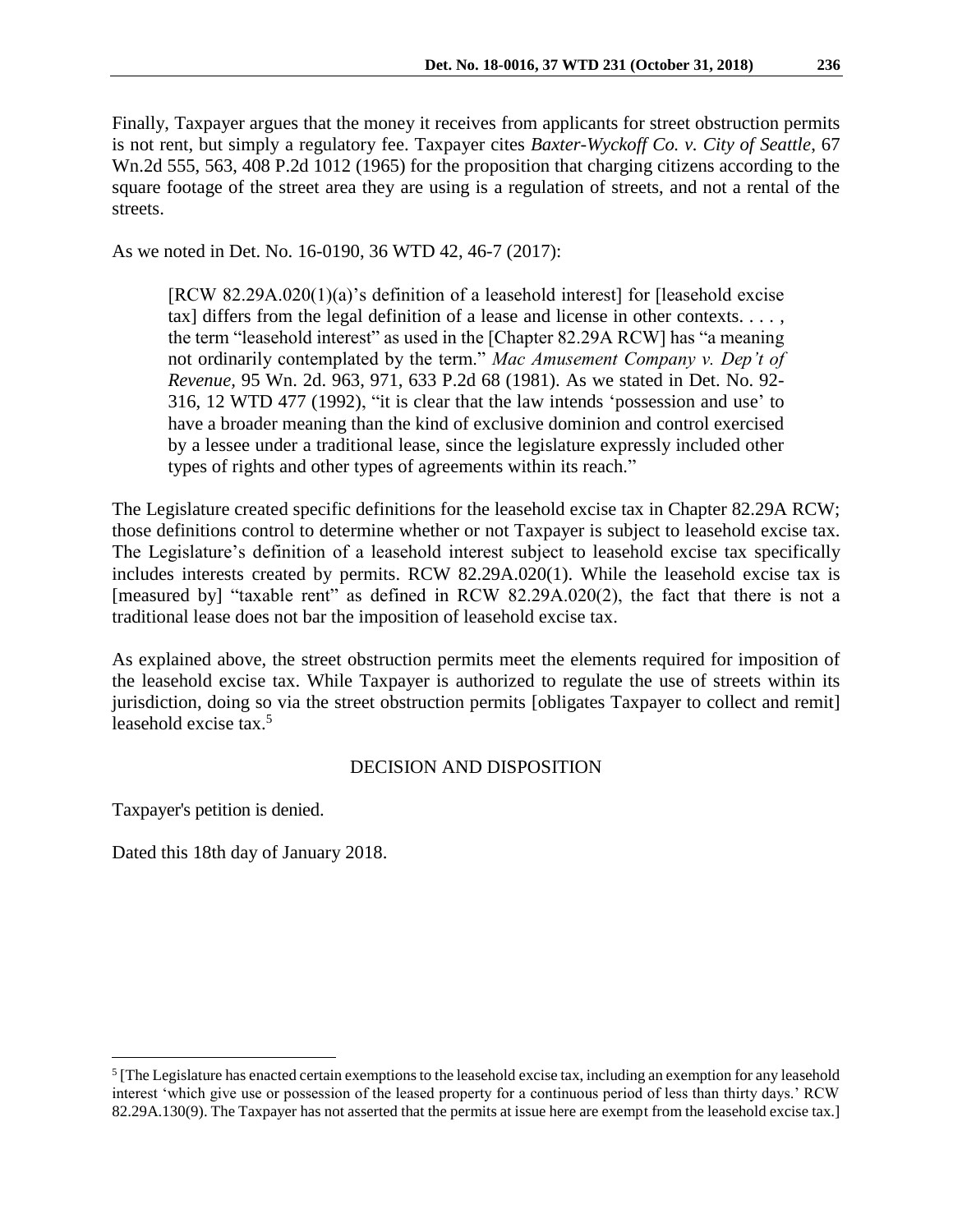Finally, Taxpayer argues that the money it receives from applicants for street obstruction permits is not rent, but simply a regulatory fee. Taxpayer cites *Baxter-Wyckoff Co. v. City of Seattle*, 67 Wn.2d 555, 563, 408 P.2d 1012 (1965) for the proposition that charging citizens according to the square footage of the street area they are using is a regulation of streets, and not a rental of the streets.

As we noted in Det. No. 16-0190, 36 WTD 42, 46-7 (2017):

> [RCW 82.29A.020(1)(a)'s definition of a leasehold interest] for [leasehold excise tax] differs from the legal definition of a lease and license in other contexts. . . . , the term "leasehold interest" as used in the [Chapter 82.29A RCW] has "a meaning not ordinarily contemplated by the term." *Mac Amusement Company v. Dep't of Revenue*, 95 Wn. 2d. 963, 971, 633 P.2d 68 (1981). As we stated in Det. No. 92-316, 12 WTD 477 (1992), "it is clear that the law intends 'possession and use' to have a broader meaning than the kind of exclusive dominion and control exercised by a lessee under a traditional lease, since the legislature expressly included other types of rights and other types of agreements within its reach."

The Legislature created specific definitions for the leasehold excise tax in Chapter 82.29A RCW; those definitions control to determine whether or not Taxpayer is subject to leasehold excise tax. The Legislature's definition of a leasehold interest subject to leasehold excise tax specifically includes interests created by permits. RCW 82.29A.020(1). While the leasehold excise tax is [measured by] "taxable rent" as defined in RCW 82.29A.020(2), the fact that there is not a traditional lease does not bar the imposition of leasehold excise tax.

As explained above, the street obstruction permits meet the elements required for imposition of the leasehold excise tax. While Taxpayer is authorized to regulate the use of streets within its jurisdiction, doing so via the street obstruction permits [obligates Taxpayer to collect and remit] leasehold excise tax.[5]

## DECISION AND DISPOSITION

Taxpayer's petition is denied.

Dated this 18th day of January 2018.

---

[5] [The Legislature has enacted certain exemptions to the leasehold excise tax, including an exemption for any leasehold interest 'which give use or possession of the leased property for a continuous period of less than thirty days.' RCW 82.29A.130(9). The Taxpayer has not asserted that the permits at issue here are exempt from the leasehold excise tax.]